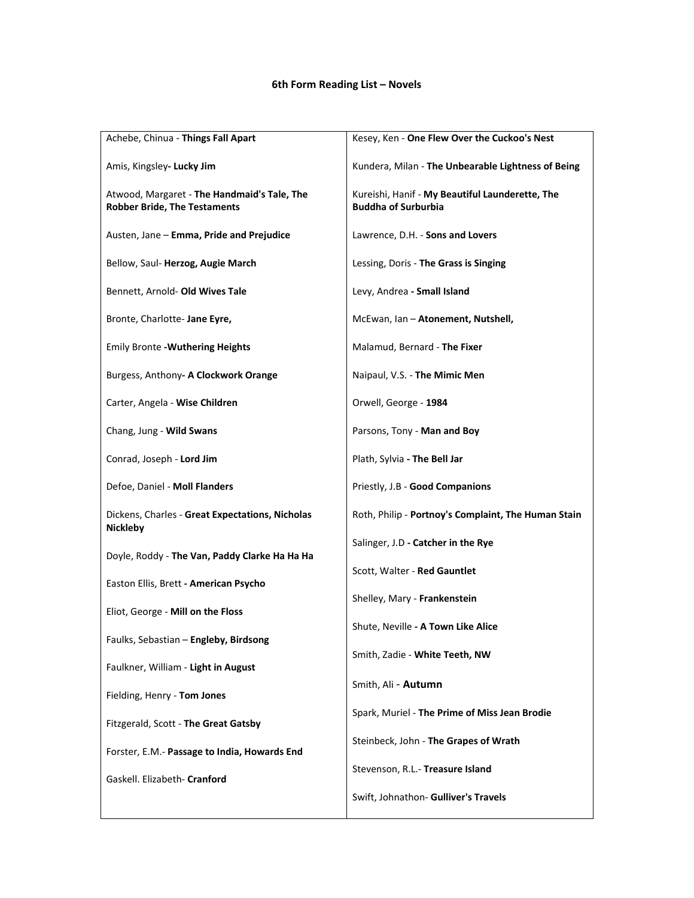**6th Form Reading List – Novels**

Achebe, Chinua - **Things Fall Apart**

Amis, Kingsley**- Lucky Jim**

Atwood, Margaret - **The Handmaid's Tale, The Robber Bride, The Testaments**

Austen, Jane – **Emma, Pride and Prejudice**

Bellow, Saul- **Herzog, Augie March**

Bennett, Arnold- **Old Wives Tale**

Bronte, Charlotte- **Jane Eyre,**

Emily Bronte **-Wuthering Heights**

Burgess, Anthony**- A Clockwork Orange**

Carter, Angela - **Wise Children**

Chang, Jung - **Wild Swans**

Conrad, Joseph - **Lord Jim**

Defoe, Daniel - **Moll Flanders**

Dickens, Charles - **Great Expectations, Nicholas Nickleby**

Doyle, Roddy - **The Van, Paddy Clarke Ha Ha Ha**

Easton Ellis, Brett **- American Psycho**

Eliot, George - **Mill on the Floss**

Faulks, Sebastian – **Engleby, Birdsong**

Faulkner, William - **Light in August**

Fielding, Henry - **Tom Jones**

Fitzgerald, Scott - **The Great Gatsby**

Forster, E.M.- **Passage to India, Howards End**

Gaskell. Elizabeth- **Cranford**

Kesey, Ken - **One Flew Over the Cuckoo's Nest**

Kundera, Milan - **The Unbearable Lightness of Being**

Kureishi, Hanif - **My Beautiful Launderette, The Buddha of Surburbia**

Lawrence, D.H. - **Sons and Lovers**

Lessing, Doris - **The Grass is Singing**

Levy, Andrea **- Small Island**

McEwan, Ian – **Atonement, Nutshell,**

Malamud, Bernard - **The Fixer**

Naipaul, V.S. - **The Mimic Men**

Orwell, George - **1984**

Parsons, Tony - **Man and Boy**

Plath, Sylvia **- The Bell Jar**

Priestly, J.B - **Good Companions**

Roth, Philip - **Portnoy's Complaint, The Human Stain**

Salinger, J.D **- Catcher in the Rye**

Scott, Walter - **Red Gauntlet**

Shelley, Mary - **Frankenstein**

Shute, Neville **- A Town Like Alice**

Smith, Zadie - **White Teeth, NW**

Smith, Ali - **Autumn**

Spark, Muriel - **The Prime of Miss Jean Brodie**

Steinbeck, John - **The Grapes of Wrath**

Stevenson, R.L.- **Treasure Island**

Swift, Johnathon- **Gulliver's Travels**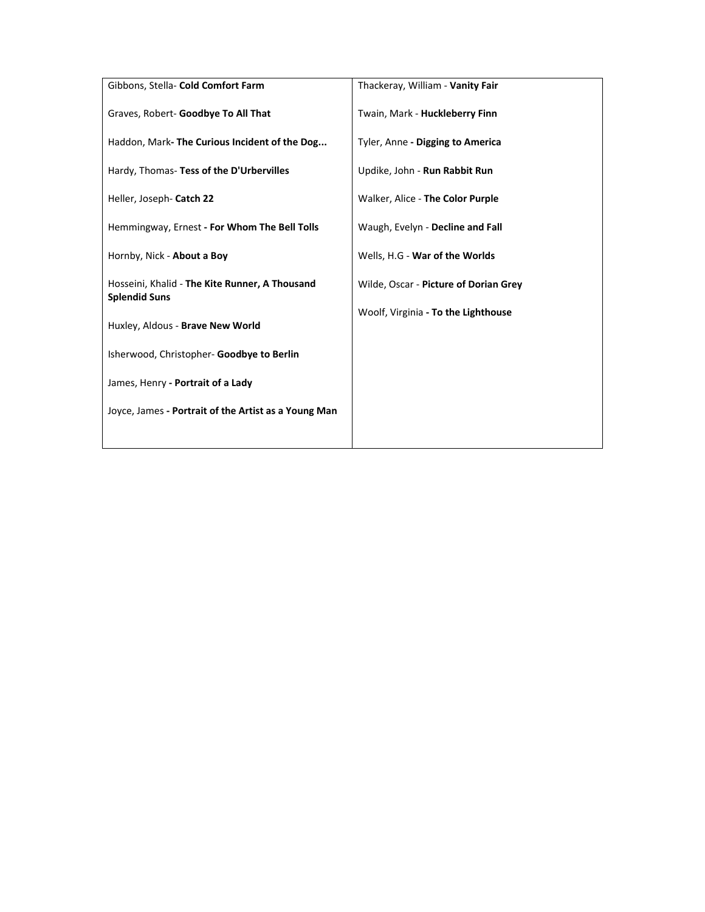| | |
|---|---|
| Gibbons, Stella- **Cold Comfort Farm** | Thackeray, William - **Vanity Fair** |
| Graves, Robert- **Goodbye To All That** | Twain, Mark - **Huckleberry Finn** |
| Haddon, Mark**- The Curious Incident of the Dog...** | Tyler, Anne **- Digging to America** |
| Hardy, Thomas- **Tess of the D'Urbervilles** | Updike, John - **Run Rabbit Run** |
| Heller, Joseph- **Catch 22** | Walker, Alice - **The Color Purple** |
| Hemmingway, Ernest **- For Whom The Bell Tolls** | Waugh, Evelyn - **Decline and Fall** |
| Hornby, Nick - **About a Boy** | Wells, H.G - **War of the Worlds** |
| Hosseini, Khalid - **The Kite Runner, A Thousand Splendid Suns** | Wilde, Oscar - **Picture of Dorian Grey** |
| Huxley, Aldous - **Brave New World** | Woolf, Virginia **- To the Lighthouse** |
| Isherwood, Christopher- **Goodbye to Berlin** | |
| James, Henry **- Portrait of a Lady** | |
| Joyce, James **- Portrait of the Artist as a Young Man** | |